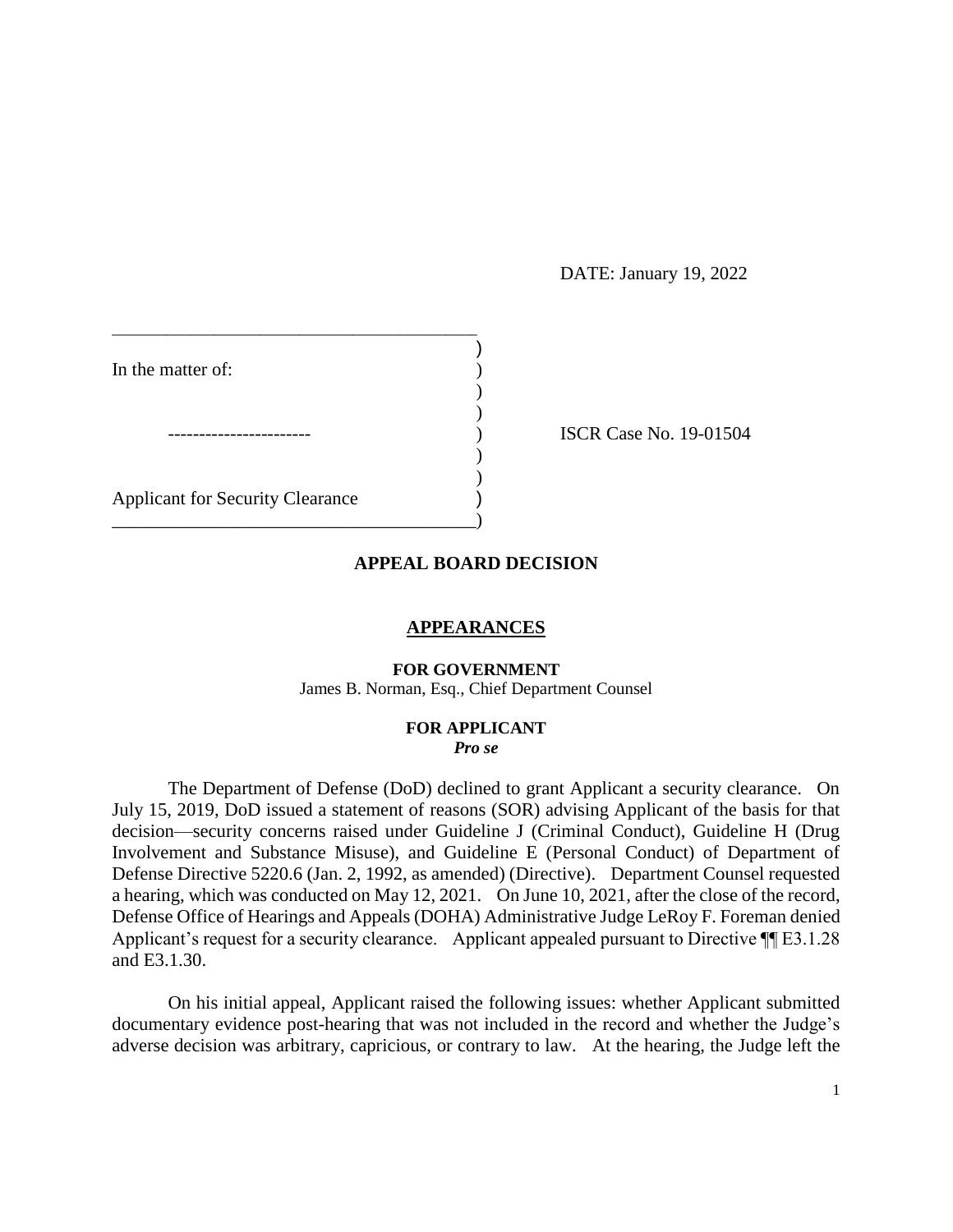DATE: January 19, 2022

In the matter of:

-----------------------

Applicant for Security Clearance

ISCR Case No. 19-01504

## APPEAL BOARD DECISION

### APPEARANCES

**FOR GOVERNMENT**
James B. Norman, Esq., Chief Department Counsel

**FOR APPLICANT**
***Pro se***

The Department of Defense (DoD) declined to grant Applicant a security clearance. On July 15, 2019, DoD issued a statement of reasons (SOR) advising Applicant of the basis for that decision—security concerns raised under Guideline J (Criminal Conduct), Guideline H (Drug Involvement and Substance Misuse), and Guideline E (Personal Conduct) of Department of Defense Directive 5220.6 (Jan. 2, 1992, as amended) (Directive). Department Counsel requested a hearing, which was conducted on May 12, 2021. On June 10, 2021, after the close of the record, Defense Office of Hearings and Appeals (DOHA) Administrative Judge LeRoy F. Foreman denied Applicant's request for a security clearance. Applicant appealed pursuant to Directive ¶¶ E3.1.28 and E3.1.30.

On his initial appeal, Applicant raised the following issues: whether Applicant submitted documentary evidence post-hearing that was not included in the record and whether the Judge's adverse decision was arbitrary, capricious, or contrary to law. At the hearing, the Judge left the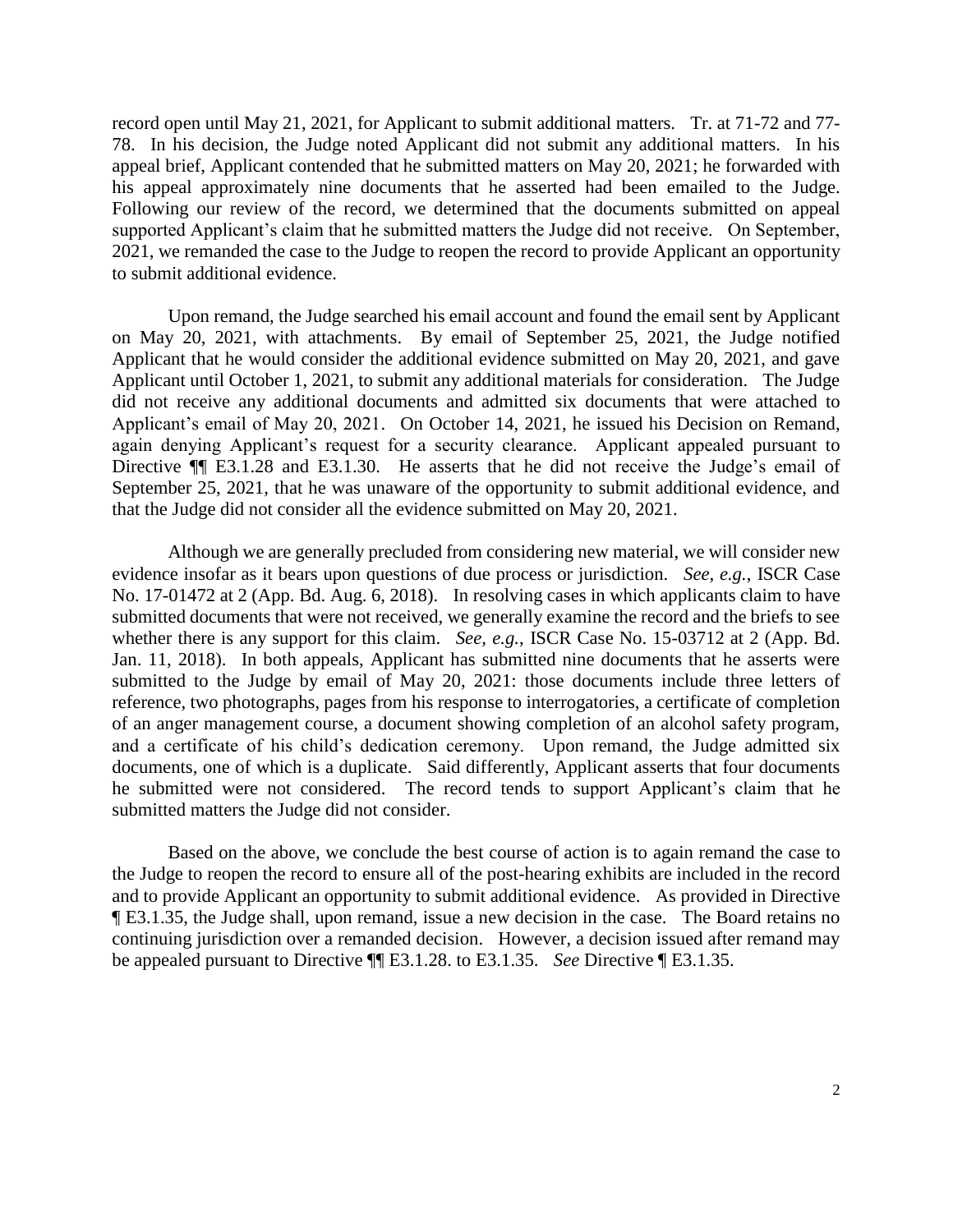record open until May 21, 2021, for Applicant to submit additional matters. Tr. at 71-72 and 77-78. In his decision, the Judge noted Applicant did not submit any additional matters. In his appeal brief, Applicant contended that he submitted matters on May 20, 2021; he forwarded with his appeal approximately nine documents that he asserted had been emailed to the Judge. Following our review of the record, we determined that the documents submitted on appeal supported Applicant's claim that he submitted matters the Judge did not receive. On September, 2021, we remanded the case to the Judge to reopen the record to provide Applicant an opportunity to submit additional evidence.

Upon remand, the Judge searched his email account and found the email sent by Applicant on May 20, 2021, with attachments. By email of September 25, 2021, the Judge notified Applicant that he would consider the additional evidence submitted on May 20, 2021, and gave Applicant until October 1, 2021, to submit any additional materials for consideration. The Judge did not receive any additional documents and admitted six documents that were attached to Applicant's email of May 20, 2021. On October 14, 2021, he issued his Decision on Remand, again denying Applicant's request for a security clearance. Applicant appealed pursuant to Directive ¶¶ E3.1.28 and E3.1.30. He asserts that he did not receive the Judge's email of September 25, 2021, that he was unaware of the opportunity to submit additional evidence, and that the Judge did not consider all the evidence submitted on May 20, 2021.

Although we are generally precluded from considering new material, we will consider new evidence insofar as it bears upon questions of due process or jurisdiction. *See, e.g.*, ISCR Case No. 17-01472 at 2 (App. Bd. Aug. 6, 2018). In resolving cases in which applicants claim to have submitted documents that were not received, we generally examine the record and the briefs to see whether there is any support for this claim. *See, e.g.*, ISCR Case No. 15-03712 at 2 (App. Bd. Jan. 11, 2018). In both appeals, Applicant has submitted nine documents that he asserts were submitted to the Judge by email of May 20, 2021: those documents include three letters of reference, two photographs, pages from his response to interrogatories, a certificate of completion of an anger management course, a document showing completion of an alcohol safety program, and a certificate of his child's dedication ceremony. Upon remand, the Judge admitted six documents, one of which is a duplicate. Said differently, Applicant asserts that four documents he submitted were not considered. The record tends to support Applicant's claim that he submitted matters the Judge did not consider.

Based on the above, we conclude the best course of action is to again remand the case to the Judge to reopen the record to ensure all of the post-hearing exhibits are included in the record and to provide Applicant an opportunity to submit additional evidence. As provided in Directive ¶ E3.1.35, the Judge shall, upon remand, issue a new decision in the case. The Board retains no continuing jurisdiction over a remanded decision. However, a decision issued after remand may be appealed pursuant to Directive ¶¶ E3.1.28. to E3.1.35. *See* Directive ¶ E3.1.35.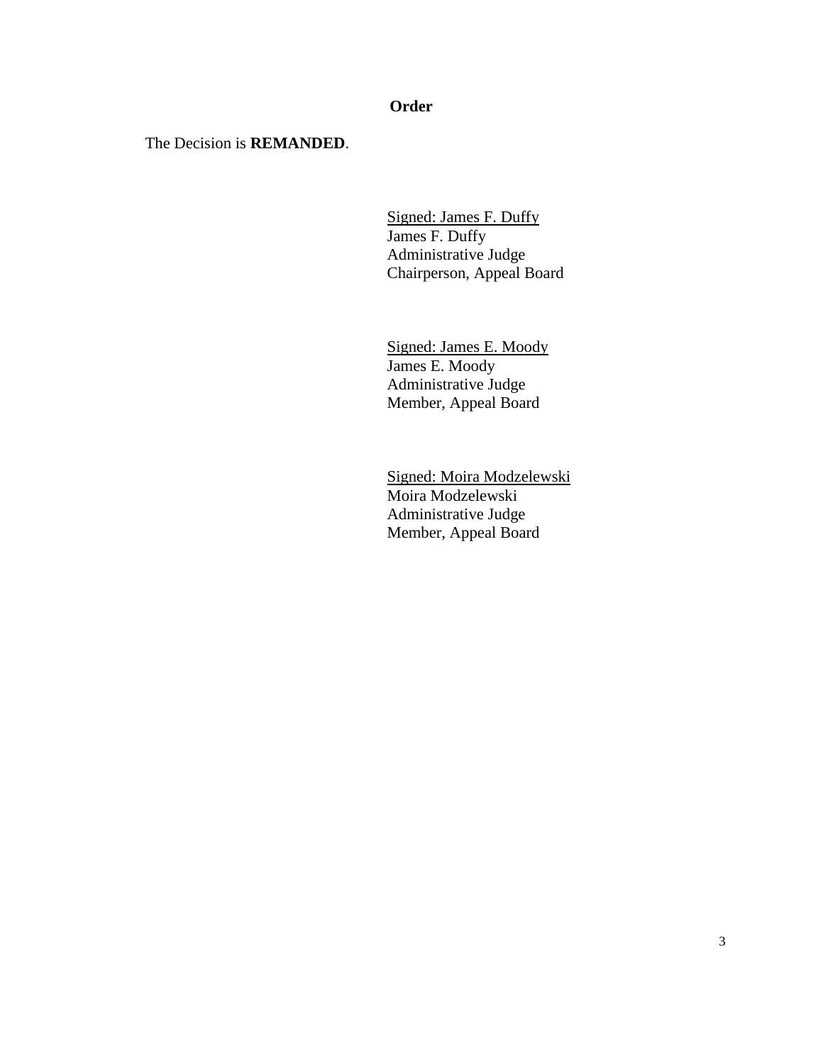## Order

The Decision is **REMANDED**.

Signed: James F. Duffy
James F. Duffy
Administrative Judge
Chairperson, Appeal Board

Signed: James E. Moody
James E. Moody
Administrative Judge
Member, Appeal Board

Signed: Moira Modzelewski
Moira Modzelewski
Administrative Judge
Member, Appeal Board